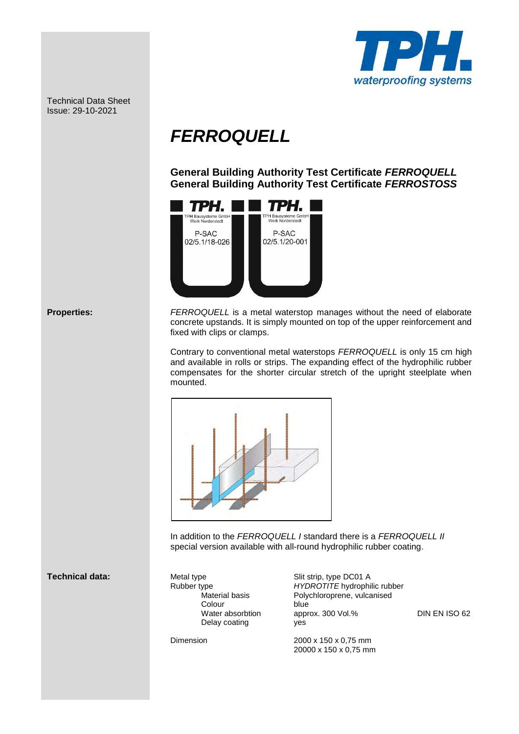Technical Data Sheet
Issue: 29-10-2021

# *FERROQUELL*

**General Building Authority Test Certificate *FERROQUELL***
**General Building Authority Test Certificate *FERROSTOSS***

TPH. TPH Bausysteme GmbH Werk Norderstedt P-SAC 02/5.1/18-026

TPH. TPH Bausysteme GmbH Werk Norderstedt P-SAC 02/5.1/20-001

**Properties:**

*FERROQUELL* is a metal waterstop manages without the need of elaborate concrete upstands. It is simply mounted on top of the upper reinforcement and fixed with clips or clamps.

Contrary to conventional metal waterstops *FERROQUELL* is only 15 cm high and available in rolls or strips. The expanding effect of the hydrophilic rubber compensates for the shorter circular stretch of the upright steelplate when mounted.

In addition to the *FERROQUELL I* standard there is a *FERROQUELL II* special version available with all-round hydrophilic rubber coating.

**Technical data:**

| | | |
|---|---|---|
| Metal type | Slit strip, type DC01 A | |
| Rubber type | *HYDROTITE* hydrophilic rubber | |
| Material basis | Polychloroprene, vulcanised | |
| Colour | blue | |
| Water absorbtion | approx. 300 Vol.% | DIN EN ISO 62 |
| Delay coating | yes | |
| Dimension | 2000 x 150 x 0,75 mm<br>20000 x 150 x 0,75 mm | |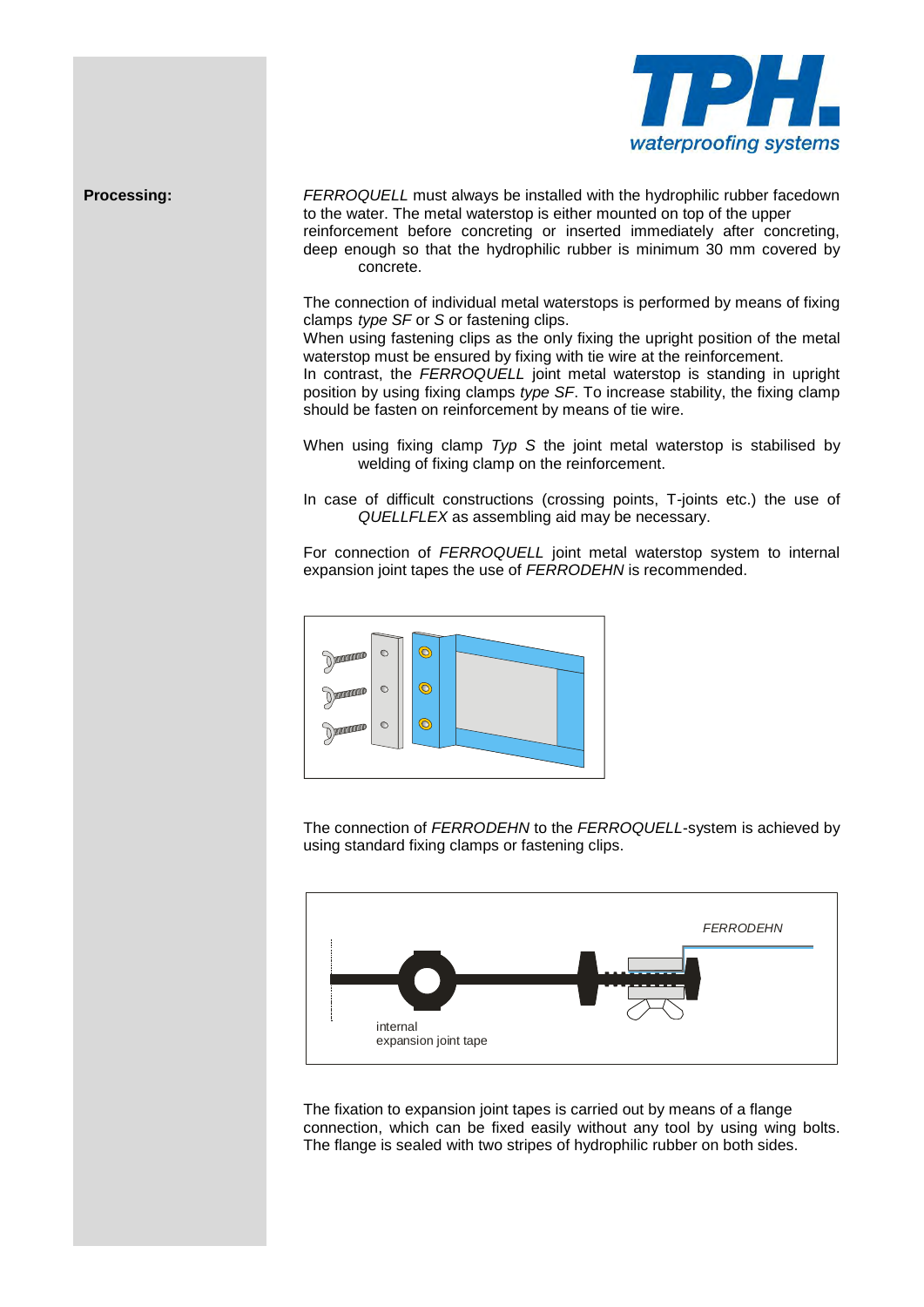**Processing:**

*FERROQUELL* must always be installed with the hydrophilic rubber facedown to the water. The metal waterstop is either mounted on top of the upper reinforcement before concreting or inserted immediately after concreting, deep enough so that the hydrophilic rubber is minimum 30 mm covered by concrete.

The connection of individual metal waterstops is performed by means of fixing clamps *type SF* or *S* or fastening clips.
When using fastening clips as the only fixing the upright position of the metal waterstop must be ensured by fixing with tie wire at the reinforcement.
In contrast, the *FERROQUELL* joint metal waterstop is standing in upright position by using fixing clamps *type SF*. To increase stability, the fixing clamp should be fasten on reinforcement by means of tie wire.

When using fixing clamp *Typ S* the joint metal waterstop is stabilised by welding of fixing clamp on the reinforcement.

In case of difficult constructions (crossing points, T-joints etc.) the use of *QUELLFLEX* as assembling aid may be necessary.

For connection of *FERROQUELL* joint metal waterstop system to internal expansion joint tapes the use of *FERRODEHN* is recommended.

The connection of *FERRODEHN* to the *FERROQUELL*-system is achieved by using standard fixing clamps or fastening clips.

*FERRODEHN*

internal
expansion joint tape

The fixation to expansion joint tapes is carried out by means of a flange connection, which can be fixed easily without any tool by using wing bolts. The flange is sealed with two stripes of hydrophilic rubber on both sides.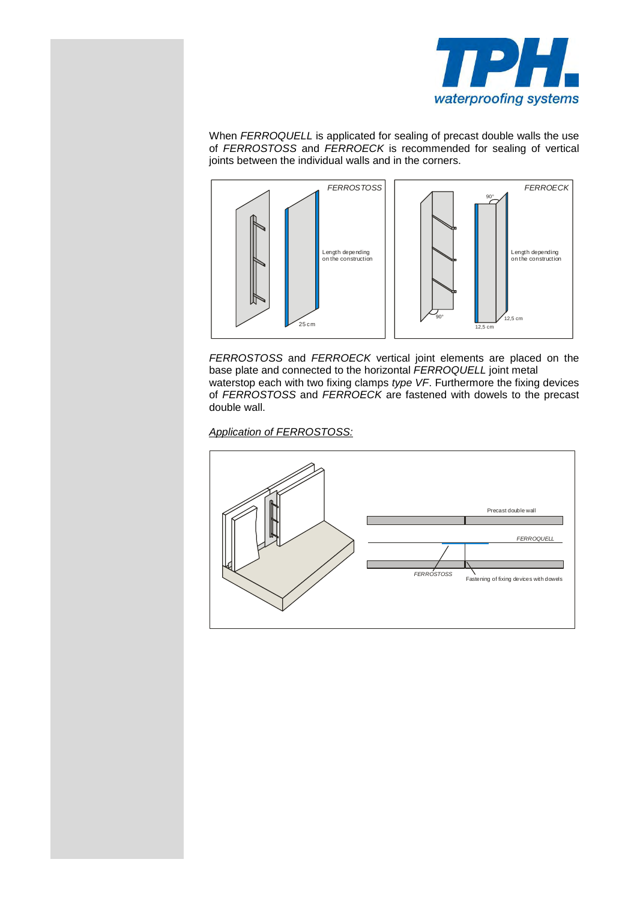When *FERROQUELL* is applicated for sealing of precast double walls the use of *FERROSTOSS* and *FERROECK* is recommended for sealing of vertical joints between the individual walls and in the corners.

*FERROSTOSS* and *FERROECK* vertical joint elements are placed on the base plate and connected to the horizontal *FERROQUELL* joint metal waterstop each with two fixing clamps *type VF*. Furthermore the fixing devices of *FERROSTOSS* and *FERROECK* are fastened with dowels to the precast double wall.

*Application of FERROSTOSS:*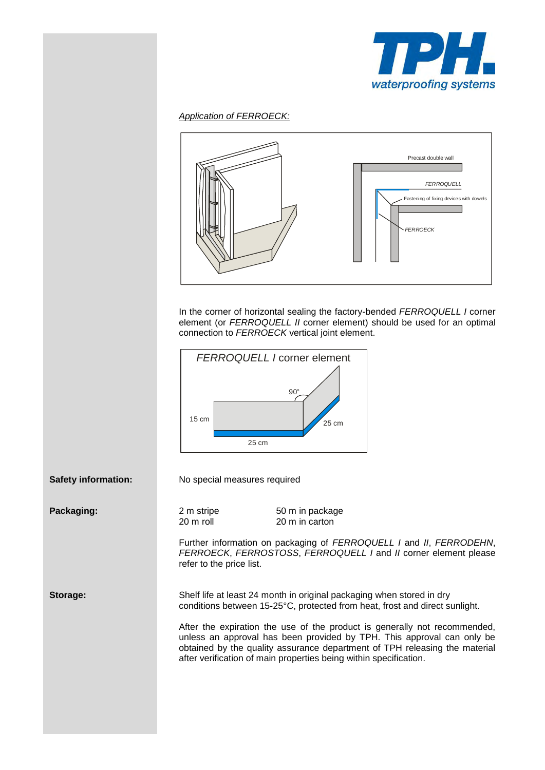*Application of FERROECK:*

Precast double wall

*FERROQUELL*

Fastening of fixing devices with dowels

*FERROECK*

In the corner of horizontal sealing the factory-bended *FERROQUELL I* corner element (or *FERROQUELL II* corner element) should be used for an optimal connection to *FERROECK* vertical joint element.

*FERROQUELL I* corner element

90°

15 cm

25 cm

25 cm

**Safety information:**

No special measures required

**Packaging:**

| | |
|---|---|
| 2 m stripe | 50 m in package |
| 20 m roll | 20 m in carton |

Further information on packaging of *FERROQUELL I* and *II*, *FERRODEHN*, *FERROECK*, *FERROSTOSS*, *FERROQUELL I* and *II* corner element please refer to the price list.

**Storage:**

Shelf life at least 24 month in original packaging when stored in dry conditions between 15-25°C, protected from heat, frost and direct sunlight.

After the expiration the use of the product is generally not recommended, unless an approval has been provided by TPH. This approval can only be obtained by the quality assurance department of TPH releasing the material after verification of main properties being within specification.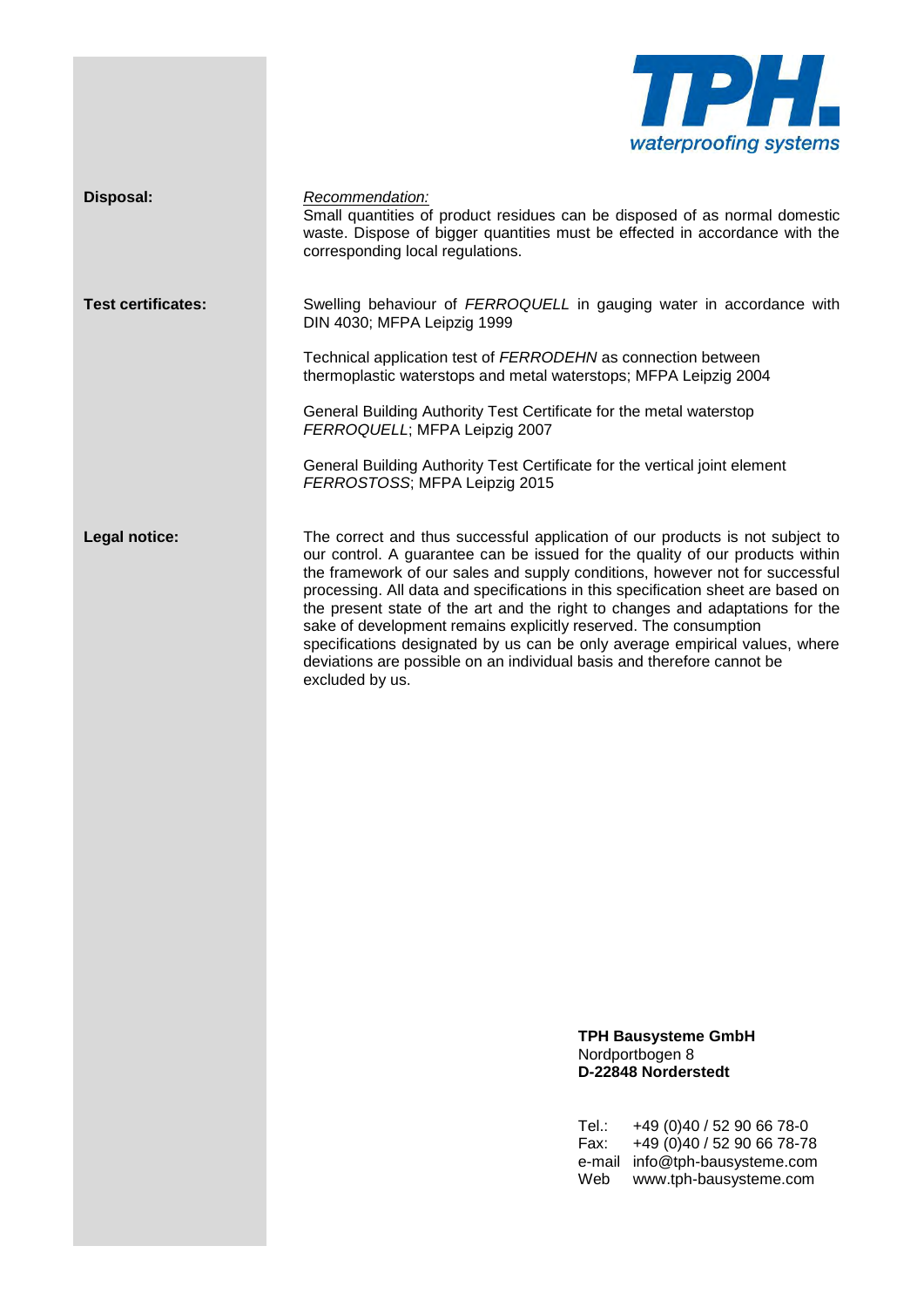**Disposal:**

*Recommendation:*
Small quantities of product residues can be disposed of as normal domestic waste. Dispose of bigger quantities must be effected in accordance with the corresponding local regulations.

**Test certificates:**

Swelling behaviour of *FERROQUELL* in gauging water in accordance with DIN 4030; MFPA Leipzig 1999

Technical application test of *FERRODEHN* as connection between thermoplastic waterstops and metal waterstops; MFPA Leipzig 2004

General Building Authority Test Certificate for the metal waterstop *FERROQUELL*; MFPA Leipzig 2007

General Building Authority Test Certificate for the vertical joint element *FERROSTOSS*; MFPA Leipzig 2015

**Legal notice:**

The correct and thus successful application of our products is not subject to our control. A guarantee can be issued for the quality of our products within the framework of our sales and supply conditions, however not for successful processing. All data and specifications in this specification sheet are based on the present state of the art and the right to changes and adaptations for the sake of development remains explicitly reserved. The consumption specifications designated by us can be only average empirical values, where deviations are possible on an individual basis and therefore cannot be excluded by us.

**TPH Bausysteme GmbH**
Nordportbogen 8
**D-22848 Norderstedt**

Tel.: +49 (0)40 / 52 90 66 78-0
Fax: +49 (0)40 / 52 90 66 78-78
e-mail info@tph-bausysteme.com
Web www.tph-bausysteme.com